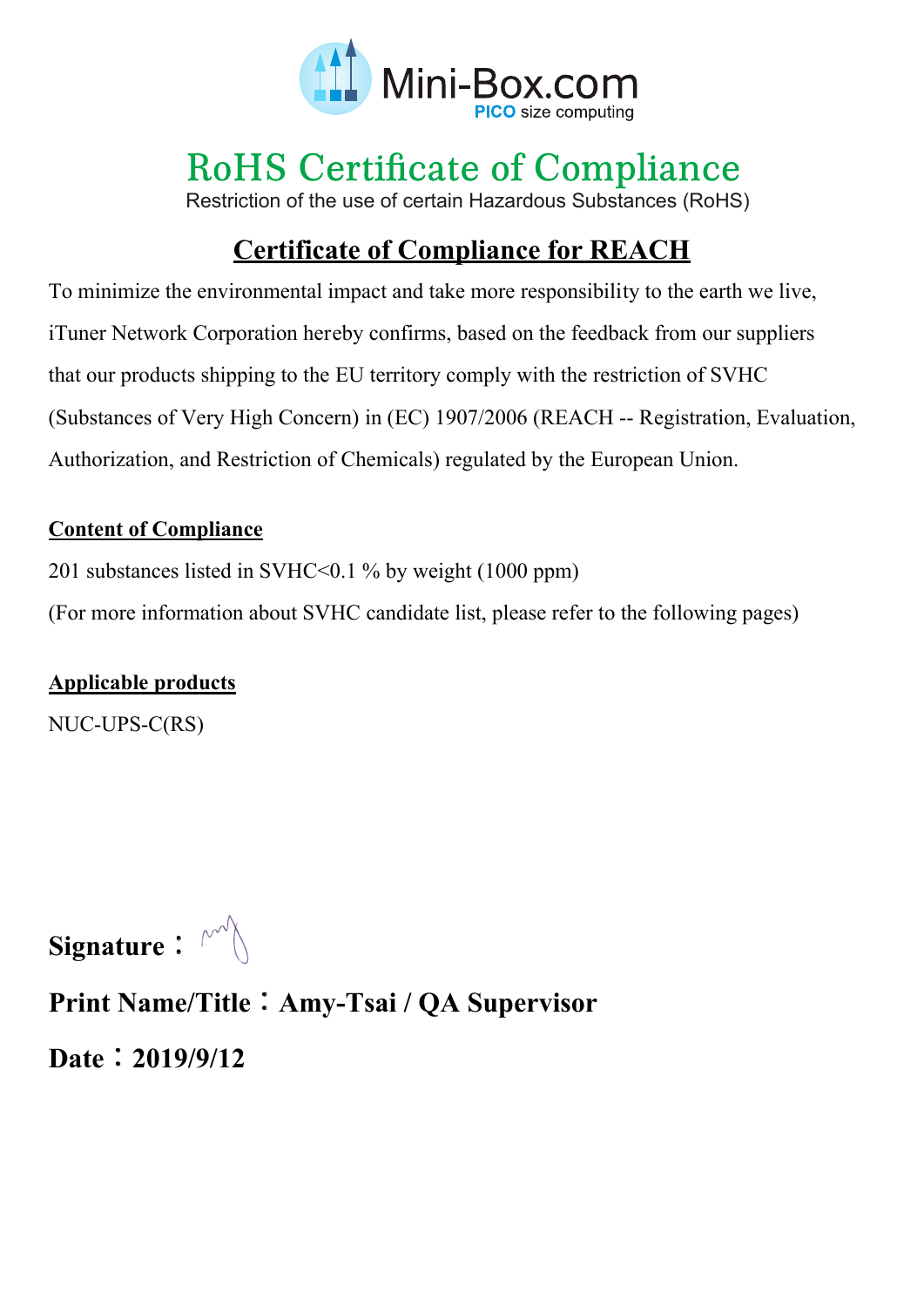Mini-Box.com
PICO size computing

# RoHS Certificate of Compliance

Restriction of the use of certain Hazardous Substances (RoHS)

## Certificate of Compliance for REACH

To minimize the environmental impact and take more responsibility to the earth we live, iTuner Network Corporation hereby confirms, based on the feedback from our suppliers that our products shipping to the EU territory comply with the restriction of SVHC (Substances of Very High Concern) in (EC) 1907/2006 (REACH -- Registration, Evaluation, Authorization, and Restriction of Chemicals) regulated by the European Union.

**Content of Compliance**

201 substances listed in SVHC<0.1 % by weight (1000 ppm)

(For more information about SVHC candidate list, please refer to the following pages)

**Applicable products**

NUC-UPS-C(RS)

**Signature：**

**Print Name/Title：Amy-Tsai / QA Supervisor**

**Date：2019/9/12**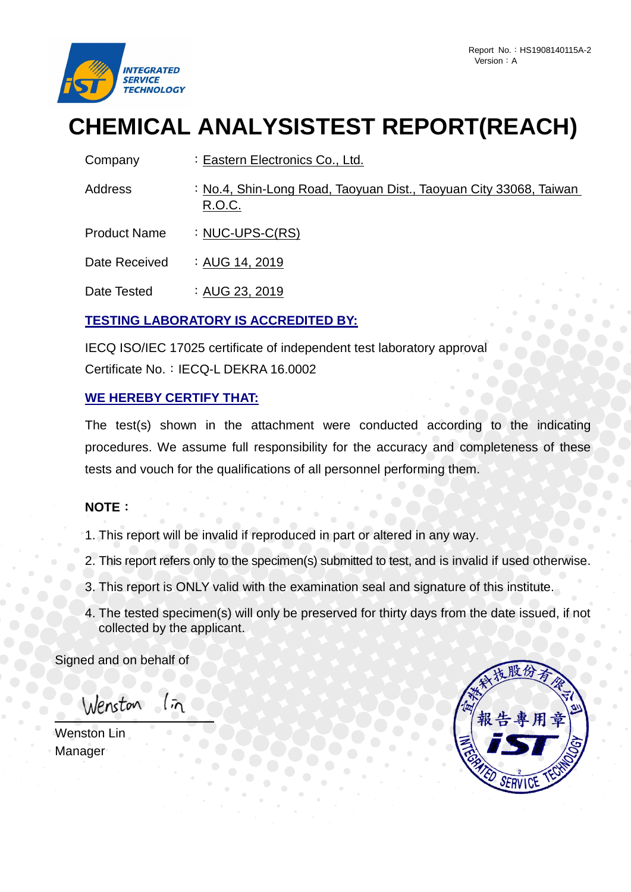Report No.：HS1908140115A-2
Version：A

INTEGRATED SERVICE TECHNOLOGY

# CHEMICAL ANALYSISTEST REPORT(REACH)

| | |
|---|---|
| Company | ：Eastern Electronics Co., Ltd. |
| Address | ：No.4, Shin-Long Road, Taoyuan Dist., Taoyuan City 33068, Taiwan R.O.C. |
| Product Name | ：NUC-UPS-C(RS) |
| Date Received | ：AUG 14, 2019 |
| Date Tested | ：AUG 23, 2019 |

**TESTING LABORATORY IS ACCREDITED BY:**

IECQ ISO/IEC 17025 certificate of independent test laboratory approval
Certificate No.：IECQ-L DEKRA 16.0002

**WE HEREBY CERTIFY THAT:**

The test(s) shown in the attachment were conducted according to the indicating procedures. We assume full responsibility for the accuracy and completeness of these tests and vouch for the qualifications of all personnel performing them.

**NOTE：**

1. This report will be invalid if reproduced in part or altered in any way.
2. This report refers only to the specimen(s) submitted to test, and is invalid if used otherwise.
3. This report is ONLY valid with the examination seal and signature of this institute.
4. The tested specimen(s) will only be preserved for thirty days from the date issued, if not collected by the applicant.

Signed and on behalf of

Wenston Lin
Manager

宜特科技股份有限公司 報告專用章 iST INTEGRATED SERVICE TECHNOLOGY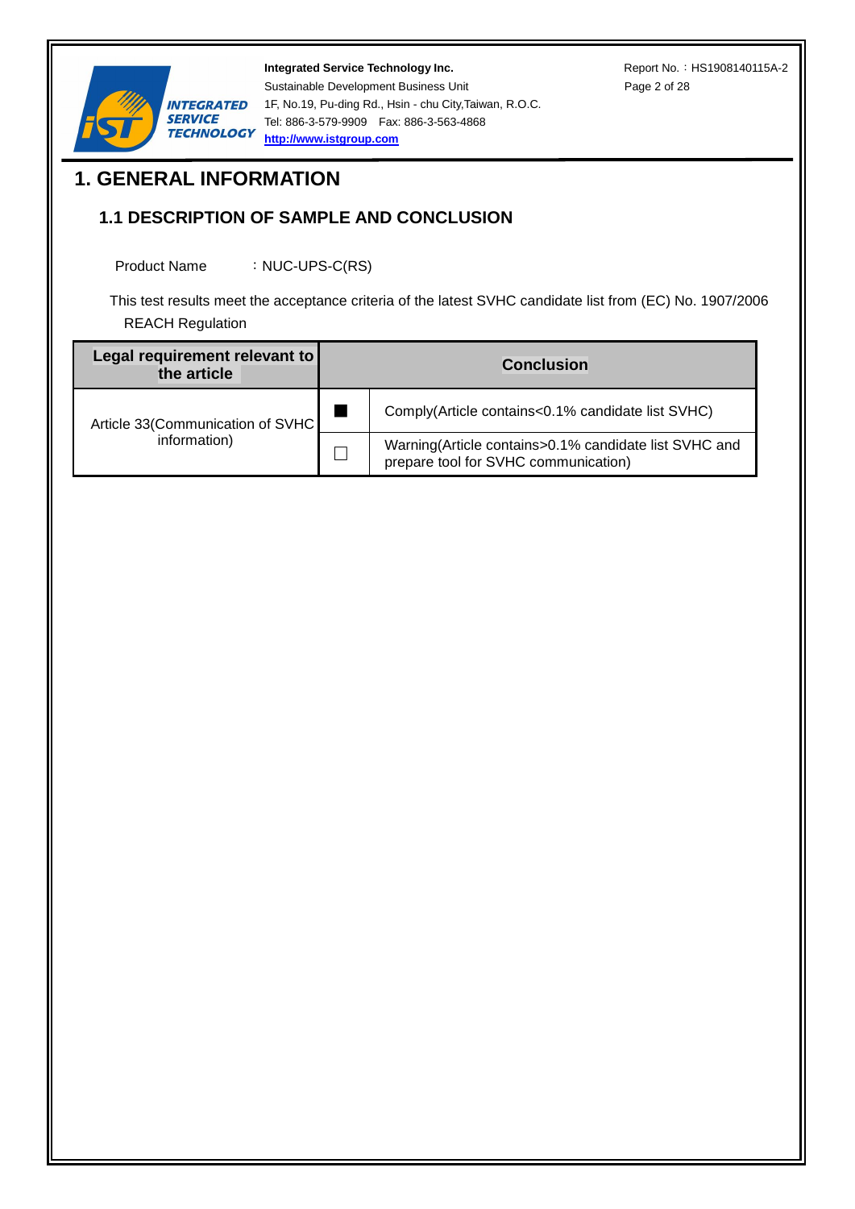# 1. GENERAL INFORMATION

## 1.1 DESCRIPTION OF SAMPLE AND CONCLUSION

Product Name ：NUC-UPS-C(RS)

This test results meet the acceptance criteria of the latest SVHC candidate list from (EC) No. 1907/2006 REACH Regulation

| Legal requirement relevant to the article | Conclusion | |
|---|---|---|
| Article 33(Communication of SVHC information) | ■ | Comply(Article contains<0.1% candidate list SVHC) |
| | ☐ | Warning(Article contains>0.1% candidate list SVHC and prepare tool for SVHC communication) |